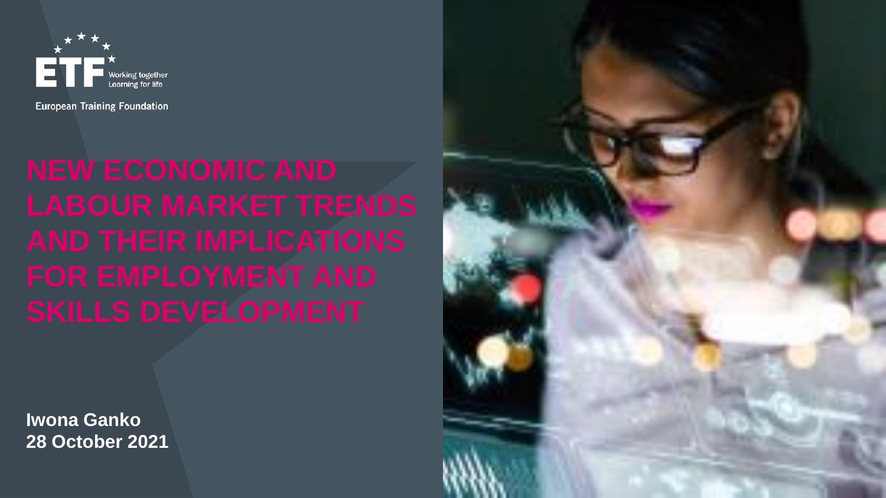ETF Working together Learning for life

European Training Foundation

# NEW ECONOMIC AND LABOUR MARKET TRENDS AND THEIR IMPLICATIONS FOR EMPLOYMENT AND SKILLS DEVELOPMENT

**Iwona Ganko**
**28 October 2021**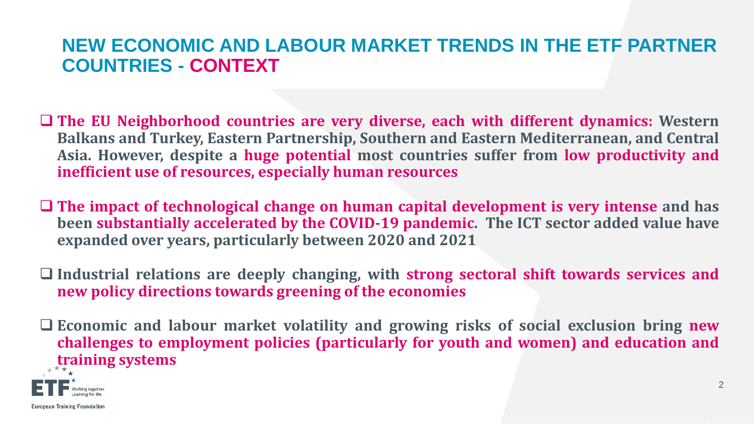# NEW ECONOMIC AND LABOUR MARKET TRENDS IN THE ETF PARTNER COUNTRIES - CONTEXT

- **The EU Neighborhood countries are very diverse, each with different dynamics: Western Balkans and Turkey, Eastern Partnership, Southern and Eastern Mediterranean, and Central Asia. However, despite a huge potential most countries suffer from low productivity and inefficient use of resources, especially human resources**

- **The impact of technological change on human capital development is very intense and has been substantially accelerated by the COVID-19 pandemic. The ICT sector added value have expanded over years, particularly between 2020 and 2021**

- **Industrial relations are deeply changing, with strong sectoral shift towards services and new policy directions towards greening of the economies**

- **Economic and labour market volatility and growing risks of social exclusion bring new challenges to employment policies (particularly for youth and women) and education and training systems**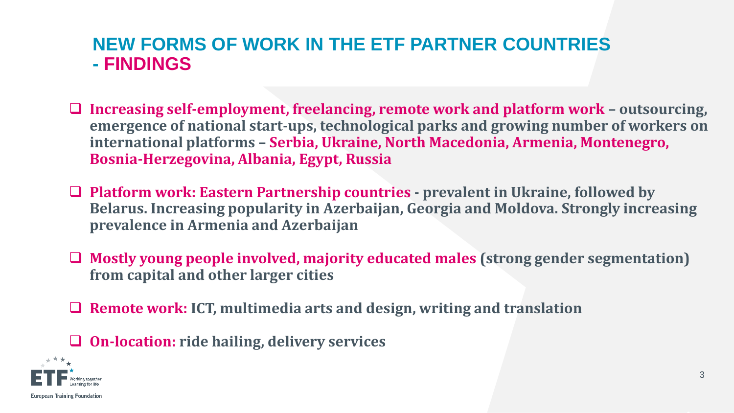# NEW FORMS OF WORK IN THE ETF PARTNER COUNTRIES - FINDINGS

- **Increasing self-employment, freelancing, remote work and platform work – outsourcing, emergence of national start-ups, technological parks and growing number of workers on international platforms – Serbia, Ukraine, North Macedonia, Armenia, Montenegro, Bosnia-Herzegovina, Albania, Egypt, Russia**
- **Platform work: Eastern Partnership countries - prevalent in Ukraine, followed by Belarus. Increasing popularity in Azerbaijan, Georgia and Moldova. Strongly increasing prevalence in Armenia and Azerbaijan**
- **Mostly young people involved, majority educated males (strong gender segmentation) from capital and other larger cities**
- **Remote work: ICT, multimedia arts and design, writing and translation**
- **On-location: ride hailing, delivery services**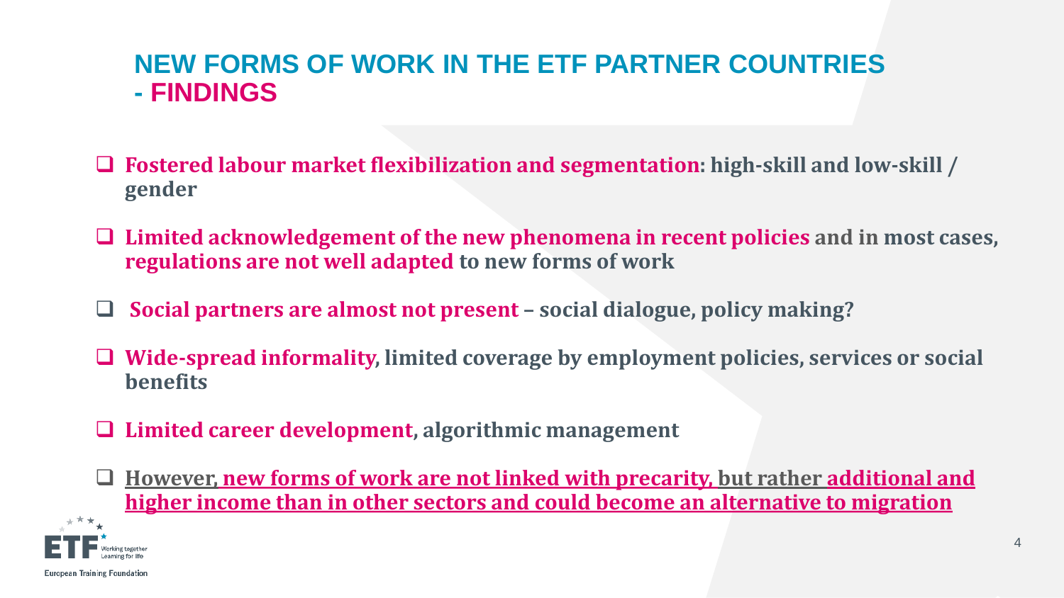# NEW FORMS OF WORK IN THE ETF PARTNER COUNTRIES - FINDINGS

- **Fostered labour market flexibilization and segmentation: high-skill and low-skill / gender**
- **Limited acknowledgement of the new phenomena in recent policies and in most cases, regulations are not well adapted to new forms of work**
- **Social partners are almost not present – social dialogue, policy making?**
- **Wide-spread informality, limited coverage by employment policies, services or social benefits**
- **Limited career development, algorithmic management**
- **However, new forms of work are not linked with precarity, but rather additional and higher income than in other sectors and could become an alternative to migration**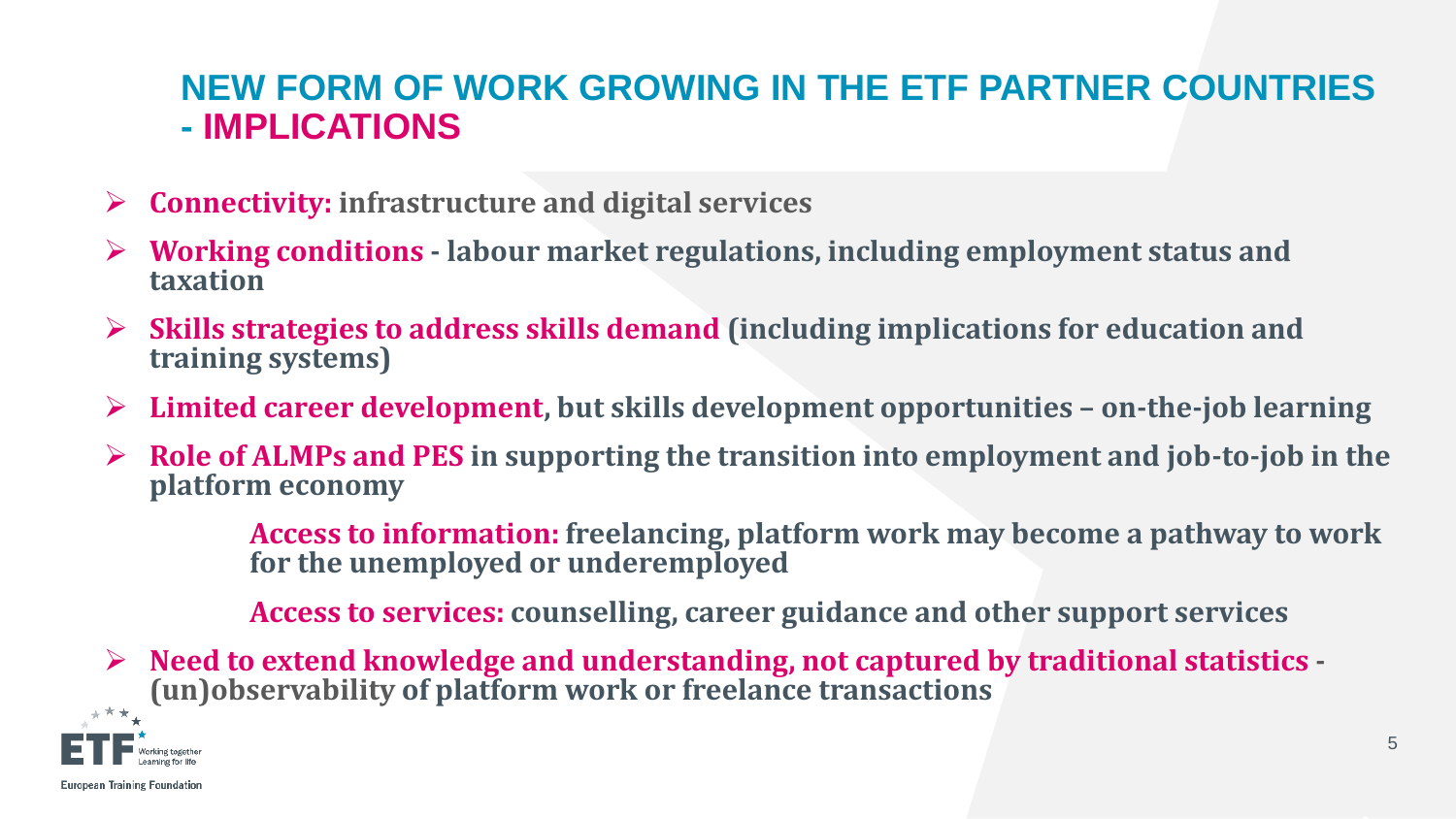# NEW FORM OF WORK GROWING IN THE ETF PARTNER COUNTRIES - IMPLICATIONS

- **Connectivity:** infrastructure and digital services
- **Working conditions** - labour market regulations, including employment status and taxation
- **Skills strategies to address skills demand** (including implications for education and training systems)
- **Limited career development**, but skills development opportunities – on-the-job learning
- **Role of ALMPs and PES** in supporting the transition into employment and job-to-job in the platform economy
  - **Access to information:** freelancing, platform work may become a pathway to work for the unemployed or underemployed
  - **Access to services:** counselling, career guidance and other support services
- **Need to extend knowledge and understanding, not captured by traditional statistics** - (un)observability of platform work or freelance transactions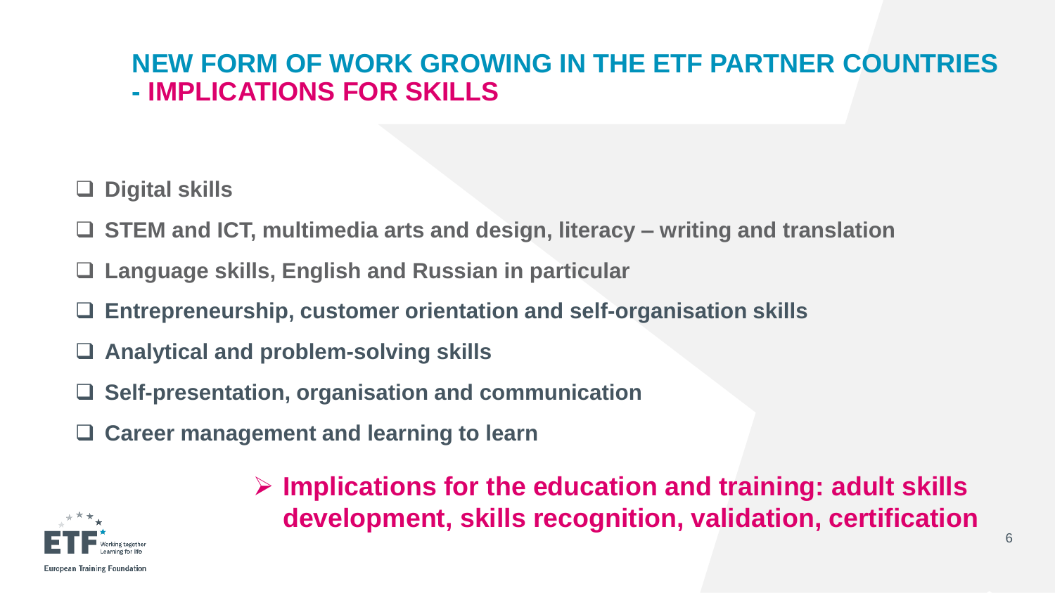# NEW FORM OF WORK GROWING IN THE ETF PARTNER COUNTRIES - IMPLICATIONS FOR SKILLS

- **Digital skills**
- **STEM and ICT, multimedia arts and design, literacy – writing and translation**
- **Language skills, English and Russian in particular**
- **Entrepreneurship, customer orientation and self-organisation skills**
- **Analytical and problem-solving skills**
- **Self-presentation, organisation and communication**
- **Career management and learning to learn**

> **Implications for the education and training: adult skills development, skills recognition, validation, certification**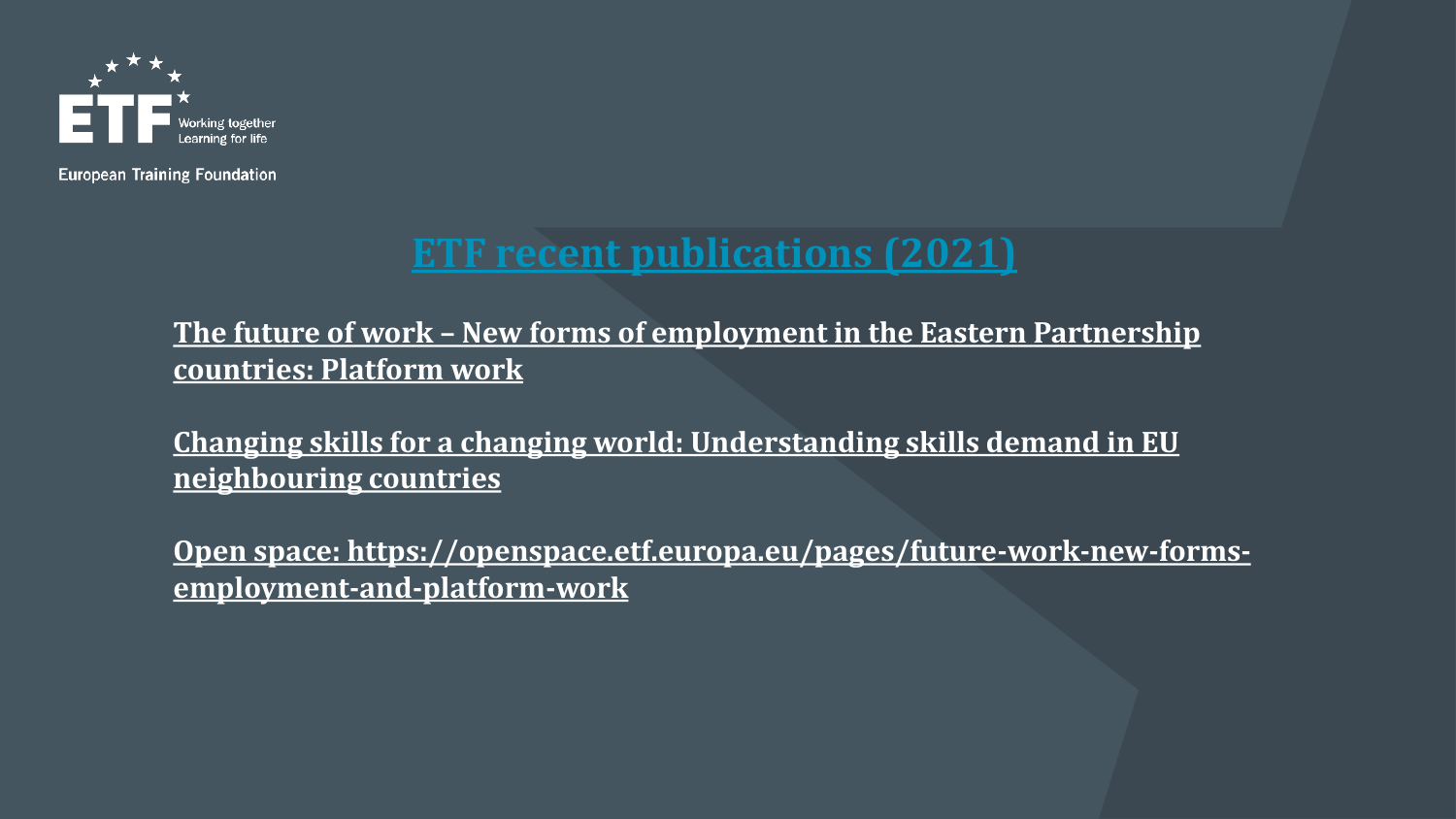European Training Foundation

Working together
Learning for life

# ETF recent publications (2021)

**The future of work – New forms of employment in the Eastern Partnership countries: Platform work**

**Changing skills for a changing world: Understanding skills demand in EU neighbouring countries**

**Open space: https://openspace.etf.europa.eu/pages/future-work-new-forms-employment-and-platform-work**